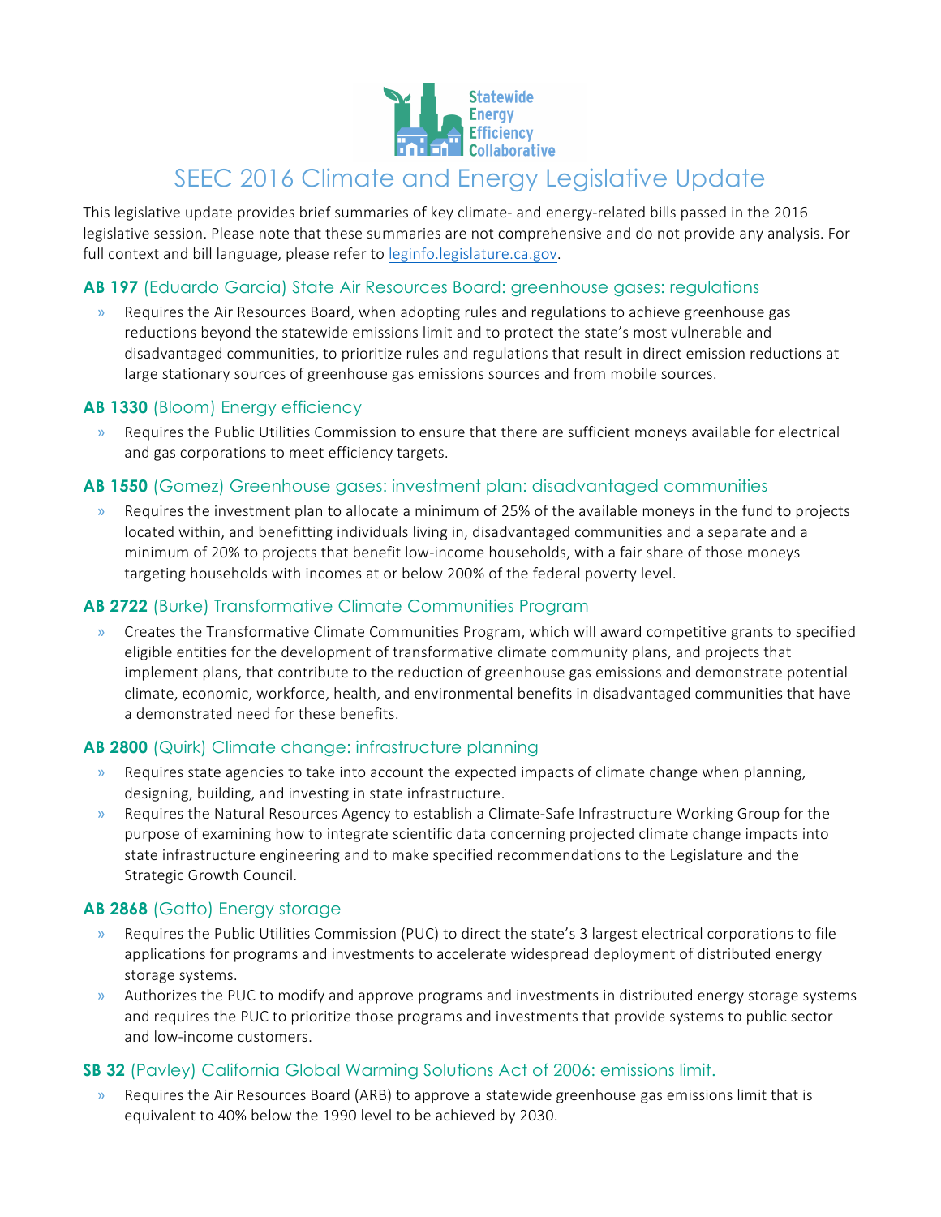# SEEC 2016 Climate and Energy Legislative Update

This legislative update provides brief summaries of key climate- and energy-related bills passed in the 2016 legislative session. Please note that these summaries are not comprehensive and do not provide any analysis. For full context and bill language, please refer to leginfo.legislature.ca.gov.

## **AB 197** (Eduardo Garcia) State Air Resources Board: greenhouse gases: regulations

- Requires the Air Resources Board, when adopting rules and regulations to achieve greenhouse gas reductions beyond the statewide emissions limit and to protect the state's most vulnerable and disadvantaged communities, to prioritize rules and regulations that result in direct emission reductions at large stationary sources of greenhouse gas emissions sources and from mobile sources.

## **AB 1330** (Bloom) Energy efficiency

- Requires the Public Utilities Commission to ensure that there are sufficient moneys available for electrical and gas corporations to meet efficiency targets.

## **AB 1550** (Gomez) Greenhouse gases: investment plan: disadvantaged communities

- Requires the investment plan to allocate a minimum of 25% of the available moneys in the fund to projects located within, and benefitting individuals living in, disadvantaged communities and a separate and a minimum of 20% to projects that benefit low-income households, with a fair share of those moneys targeting households with incomes at or below 200% of the federal poverty level.

## **AB 2722** (Burke) Transformative Climate Communities Program

- Creates the Transformative Climate Communities Program, which will award competitive grants to specified eligible entities for the development of transformative climate community plans, and projects that implement plans, that contribute to the reduction of greenhouse gas emissions and demonstrate potential climate, economic, workforce, health, and environmental benefits in disadvantaged communities that have a demonstrated need for these benefits.

## **AB 2800** (Quirk) Climate change: infrastructure planning

- Requires state agencies to take into account the expected impacts of climate change when planning, designing, building, and investing in state infrastructure.
- Requires the Natural Resources Agency to establish a Climate-Safe Infrastructure Working Group for the purpose of examining how to integrate scientific data concerning projected climate change impacts into state infrastructure engineering and to make specified recommendations to the Legislature and the Strategic Growth Council.

## **AB 2868** (Gatto) Energy storage

- Requires the Public Utilities Commission (PUC) to direct the state's 3 largest electrical corporations to file applications for programs and investments to accelerate widespread deployment of distributed energy storage systems.
- Authorizes the PUC to modify and approve programs and investments in distributed energy storage systems and requires the PUC to prioritize those programs and investments that provide systems to public sector and low-income customers.

## **SB 32** (Pavley) California Global Warming Solutions Act of 2006: emissions limit.

- Requires the Air Resources Board (ARB) to approve a statewide greenhouse gas emissions limit that is equivalent to 40% below the 1990 level to be achieved by 2030.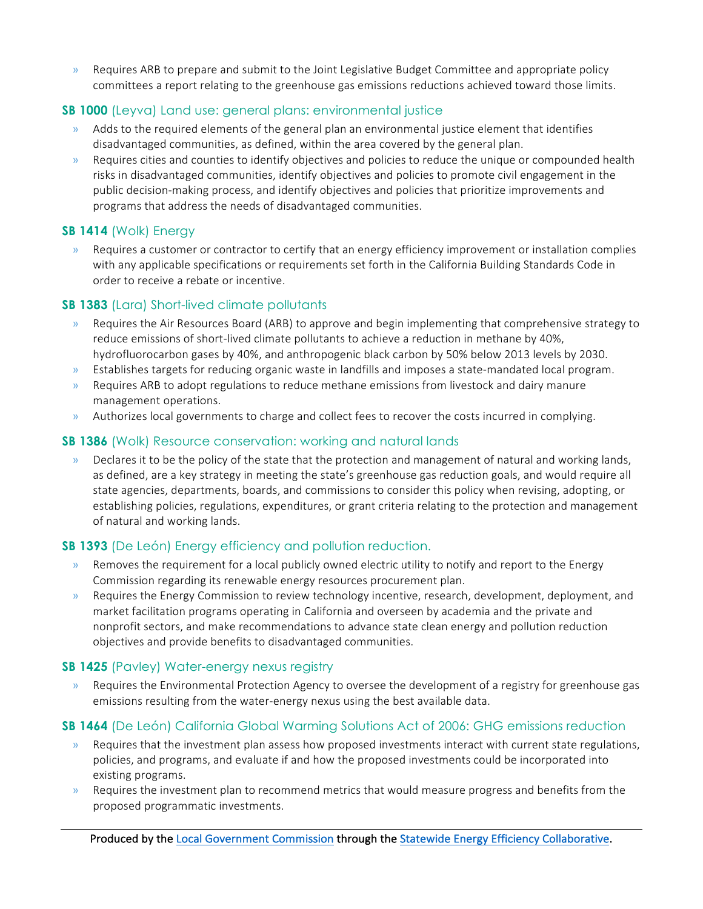- Requires ARB to prepare and submit to the Joint Legislative Budget Committee and appropriate policy committees a report relating to the greenhouse gas emissions reductions achieved toward those limits.

### **SB 1000** (Leyva) Land use: general plans: environmental justice

- Adds to the required elements of the general plan an environmental justice element that identifies disadvantaged communities, as defined, within the area covered by the general plan.
- Requires cities and counties to identify objectives and policies to reduce the unique or compounded health risks in disadvantaged communities, identify objectives and policies to promote civil engagement in the public decision-making process, and identify objectives and policies that prioritize improvements and programs that address the needs of disadvantaged communities.

### **SB 1414** (Wolk) Energy

- Requires a customer or contractor to certify that an energy efficiency improvement or installation complies with any applicable specifications or requirements set forth in the California Building Standards Code in order to receive a rebate or incentive.

### **SB 1383** (Lara) Short-lived climate pollutants

- Requires the Air Resources Board (ARB) to approve and begin implementing that comprehensive strategy to reduce emissions of short-lived climate pollutants to achieve a reduction in methane by 40%, hydrofluorocarbon gases by 40%, and anthropogenic black carbon by 50% below 2013 levels by 2030.
- Establishes targets for reducing organic waste in landfills and imposes a state-mandated local program.
- Requires ARB to adopt regulations to reduce methane emissions from livestock and dairy manure management operations.
- Authorizes local governments to charge and collect fees to recover the costs incurred in complying.

### **SB 1386** (Wolk) Resource conservation: working and natural lands

- Declares it to be the policy of the state that the protection and management of natural and working lands, as defined, are a key strategy in meeting the state's greenhouse gas reduction goals, and would require all state agencies, departments, boards, and commissions to consider this policy when revising, adopting, or establishing policies, regulations, expenditures, or grant criteria relating to the protection and management of natural and working lands.

### **SB 1393** (De León) Energy efficiency and pollution reduction.

- Removes the requirement for a local publicly owned electric utility to notify and report to the Energy Commission regarding its renewable energy resources procurement plan.
- Requires the Energy Commission to review technology incentive, research, development, deployment, and market facilitation programs operating in California and overseen by academia and the private and nonprofit sectors, and make recommendations to advance state clean energy and pollution reduction objectives and provide benefits to disadvantaged communities.

### **SB 1425** (Pavley) Water-energy nexus registry

- Requires the Environmental Protection Agency to oversee the development of a registry for greenhouse gas emissions resulting from the water-energy nexus using the best available data.

### **SB 1464** (De León) California Global Warming Solutions Act of 2006: GHG emissions reduction

- Requires that the investment plan assess how proposed investments interact with current state regulations, policies, and programs, and evaluate if and how the proposed investments could be incorporated into existing programs.
- Requires the investment plan to recommend metrics that would measure progress and benefits from the proposed programmatic investments.

---

Produced by the Local Government Commission through the Statewide Energy Efficiency Collaborative.